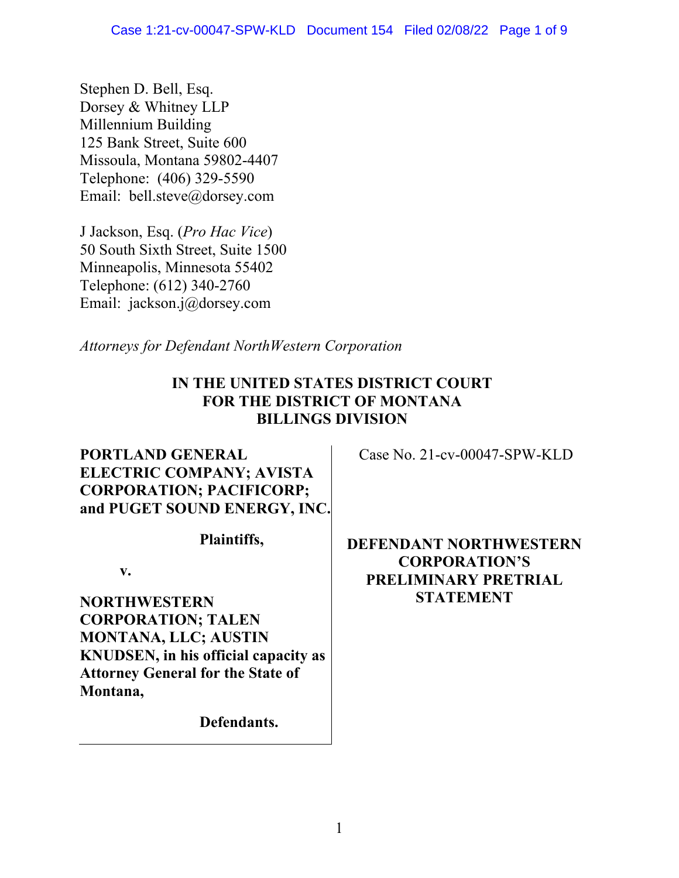Stephen D. Bell, Esq.
Dorsey & Whitney LLP
Millennium Building
125 Bank Street, Suite 600
Missoula, Montana 59802-4407
Telephone: (406) 329-5590
Email: bell.steve@dorsey.com

J Jackson, Esq. (*Pro Hac Vice*)
50 South Sixth Street, Suite 1500
Minneapolis, Minnesota 55402
Telephone: (612) 340-2760
Email: jackson.j@dorsey.com

*Attorneys for Defendant NorthWestern Corporation*

**IN THE UNITED STATES DISTRICT COURT**
**FOR THE DISTRICT OF MONTANA**
**BILLINGS DIVISION**

**PORTLAND GENERAL ELECTRIC COMPANY; AVISTA CORPORATION; PACIFICORP; and PUGET SOUND ENERGY, INC.**

**Plaintiffs,**

**v.**

**NORTHWESTERN CORPORATION; TALEN MONTANA, LLC; AUSTIN KNUDSEN, in his official capacity as Attorney General for the State of Montana,**

**Defendants.**

Case No. 21-cv-00047-SPW-KLD

**DEFENDANT NORTHWESTERN CORPORATION'S PRELIMINARY PRETRIAL STATEMENT**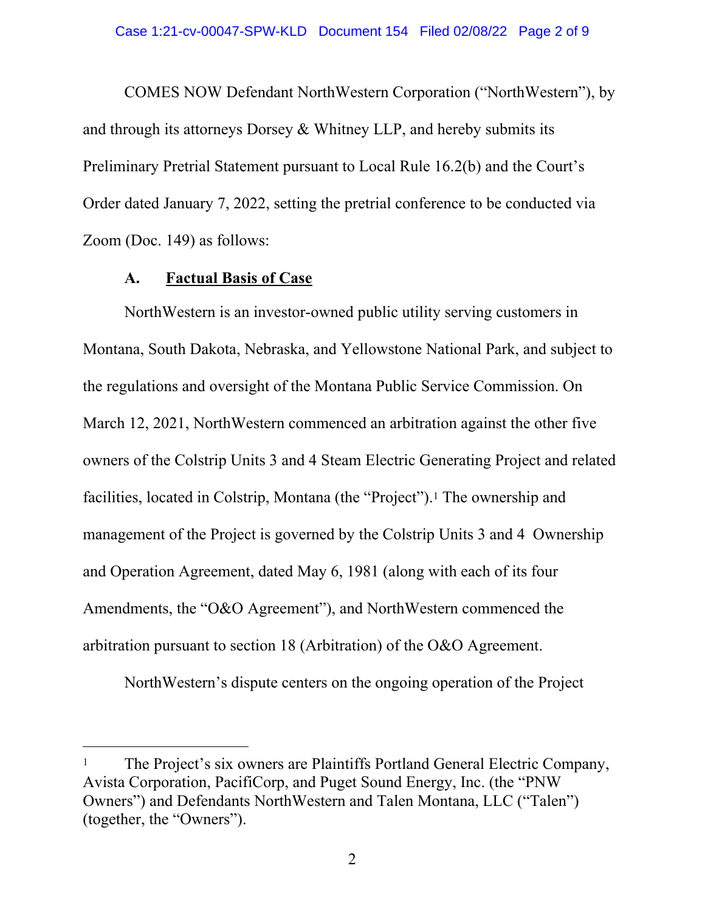COMES NOW Defendant NorthWestern Corporation ("NorthWestern"), by and through its attorneys Dorsey & Whitney LLP, and hereby submits its Preliminary Pretrial Statement pursuant to Local Rule 16.2(b) and the Court's Order dated January 7, 2022, setting the pretrial conference to be conducted via Zoom (Doc. 149) as follows:

### A. Factual Basis of Case

NorthWestern is an investor-owned public utility serving customers in Montana, South Dakota, Nebraska, and Yellowstone National Park, and subject to the regulations and oversight of the Montana Public Service Commission. On March 12, 2021, NorthWestern commenced an arbitration against the other five owners of the Colstrip Units 3 and 4 Steam Electric Generating Project and related facilities, located in Colstrip, Montana (the "Project").[1] The ownership and management of the Project is governed by the Colstrip Units 3 and 4 Ownership and Operation Agreement, dated May 6, 1981 (along with each of its four Amendments, the "O&O Agreement"), and NorthWestern commenced the arbitration pursuant to section 18 (Arbitration) of the O&O Agreement.

NorthWestern's dispute centers on the ongoing operation of the Project

---

[1] The Project's six owners are Plaintiffs Portland General Electric Company, Avista Corporation, PacifiCorp, and Puget Sound Energy, Inc. (the "PNW Owners") and Defendants NorthWestern and Talen Montana, LLC ("Talen") (together, the "Owners").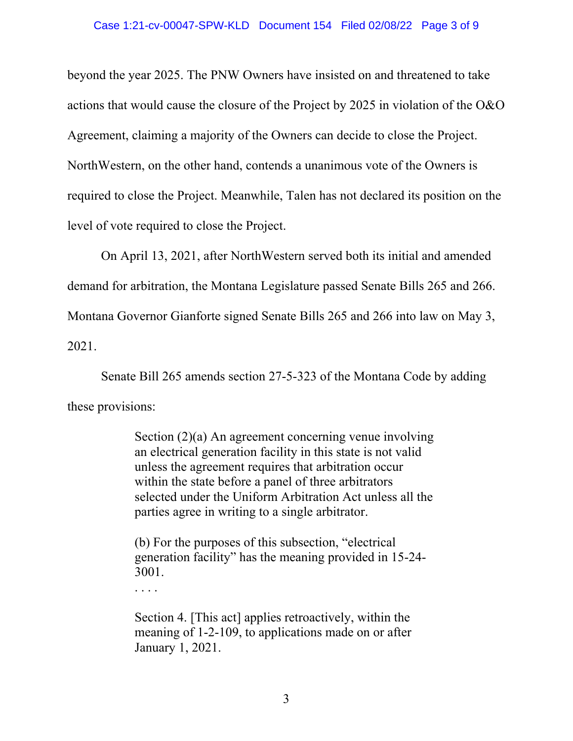beyond the year 2025. The PNW Owners have insisted on and threatened to take actions that would cause the closure of the Project by 2025 in violation of the O&O Agreement, claiming a majority of the Owners can decide to close the Project. NorthWestern, on the other hand, contends a unanimous vote of the Owners is required to close the Project. Meanwhile, Talen has not declared its position on the level of vote required to close the Project.

On April 13, 2021, after NorthWestern served both its initial and amended demand for arbitration, the Montana Legislature passed Senate Bills 265 and 266. Montana Governor Gianforte signed Senate Bills 265 and 266 into law on May 3, 2021.

Senate Bill 265 amends section 27-5-323 of the Montana Code by adding these provisions:

> Section (2)(a) An agreement concerning venue involving an electrical generation facility in this state is not valid unless the agreement requires that arbitration occur within the state before a panel of three arbitrators selected under the Uniform Arbitration Act unless all the parties agree in writing to a single arbitrator.
>
> (b) For the purposes of this subsection, "electrical generation facility" has the meaning provided in 15-24-3001.
>
> . . . .
>
> Section 4. [This act] applies retroactively, within the meaning of 1-2-109, to applications made on or after January 1, 2021.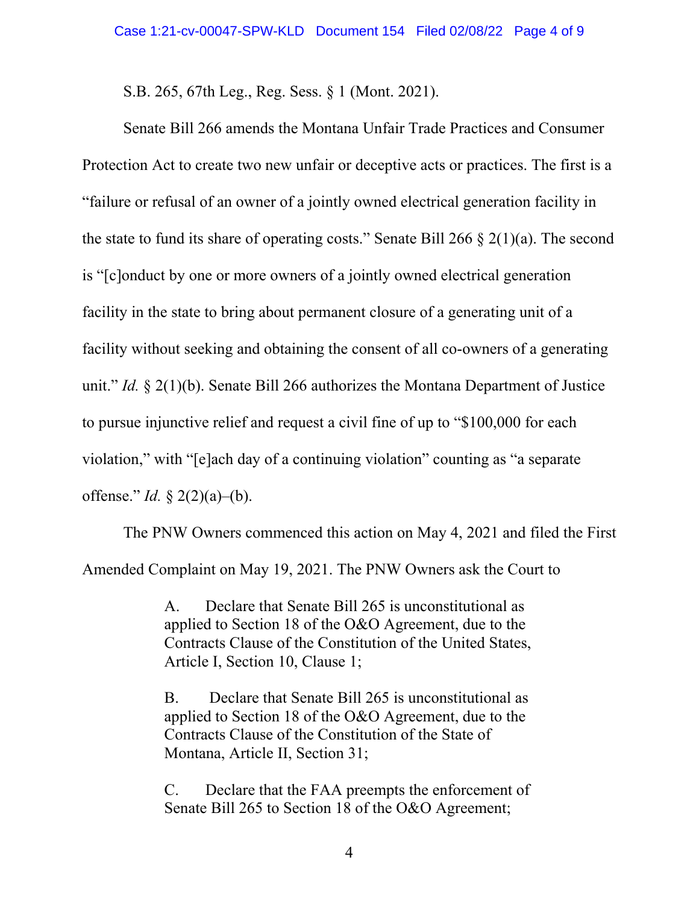S.B. 265, 67th Leg., Reg. Sess. § 1 (Mont. 2021).

Senate Bill 266 amends the Montana Unfair Trade Practices and Consumer Protection Act to create two new unfair or deceptive acts or practices. The first is a "failure or refusal of an owner of a jointly owned electrical generation facility in the state to fund its share of operating costs." Senate Bill 266 § 2(1)(a). The second is "[c]onduct by one or more owners of a jointly owned electrical generation facility in the state to bring about permanent closure of a generating unit of a facility without seeking and obtaining the consent of all co-owners of a generating unit." *Id.* § 2(1)(b). Senate Bill 266 authorizes the Montana Department of Justice to pursue injunctive relief and request a civil fine of up to "$100,000 for each violation," with "[e]ach day of a continuing violation" counting as "a separate offense." *Id.* § 2(2)(a)–(b).

The PNW Owners commenced this action on May 4, 2021 and filed the First Amended Complaint on May 19, 2021. The PNW Owners ask the Court to

> A. Declare that Senate Bill 265 is unconstitutional as applied to Section 18 of the O&O Agreement, due to the Contracts Clause of the Constitution of the United States, Article I, Section 10, Clause 1;
>
> B. Declare that Senate Bill 265 is unconstitutional as applied to Section 18 of the O&O Agreement, due to the Contracts Clause of the Constitution of the State of Montana, Article II, Section 31;
>
> C. Declare that the FAA preempts the enforcement of Senate Bill 265 to Section 18 of the O&O Agreement;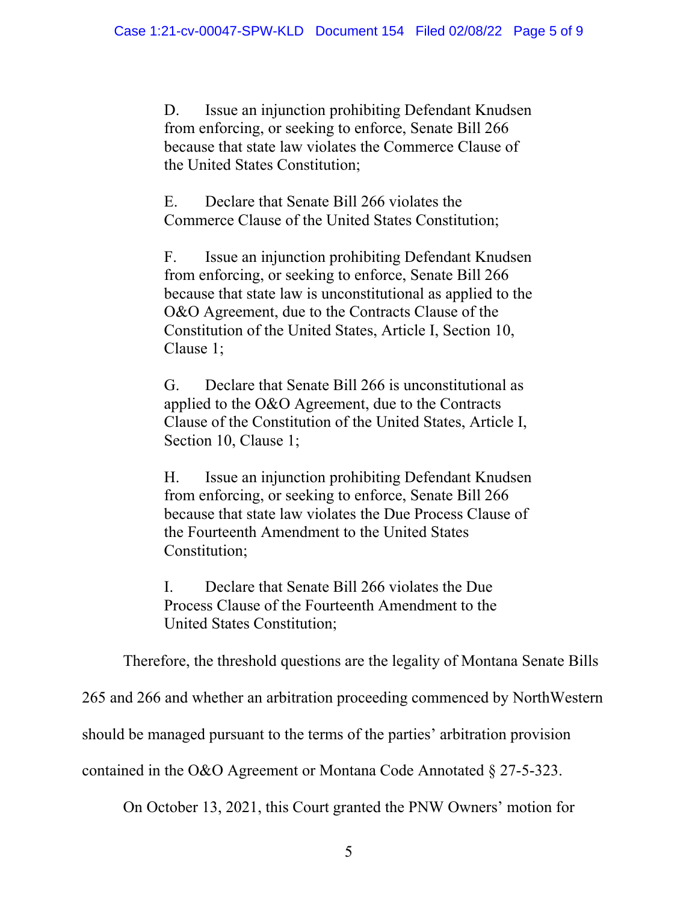D. Issue an injunction prohibiting Defendant Knudsen from enforcing, or seeking to enforce, Senate Bill 266 because that state law violates the Commerce Clause of the United States Constitution;

E. Declare that Senate Bill 266 violates the Commerce Clause of the United States Constitution;

F. Issue an injunction prohibiting Defendant Knudsen from enforcing, or seeking to enforce, Senate Bill 266 because that state law is unconstitutional as applied to the O&O Agreement, due to the Contracts Clause of the Constitution of the United States, Article I, Section 10, Clause 1;

G. Declare that Senate Bill 266 is unconstitutional as applied to the O&O Agreement, due to the Contracts Clause of the Constitution of the United States, Article I, Section 10, Clause 1;

H. Issue an injunction prohibiting Defendant Knudsen from enforcing, or seeking to enforce, Senate Bill 266 because that state law violates the Due Process Clause of the Fourteenth Amendment to the United States Constitution;

I. Declare that Senate Bill 266 violates the Due Process Clause of the Fourteenth Amendment to the United States Constitution;

Therefore, the threshold questions are the legality of Montana Senate Bills 265 and 266 and whether an arbitration proceeding commenced by NorthWestern should be managed pursuant to the terms of the parties' arbitration provision contained in the O&O Agreement or Montana Code Annotated § 27-5-323.

On October 13, 2021, this Court granted the PNW Owners' motion for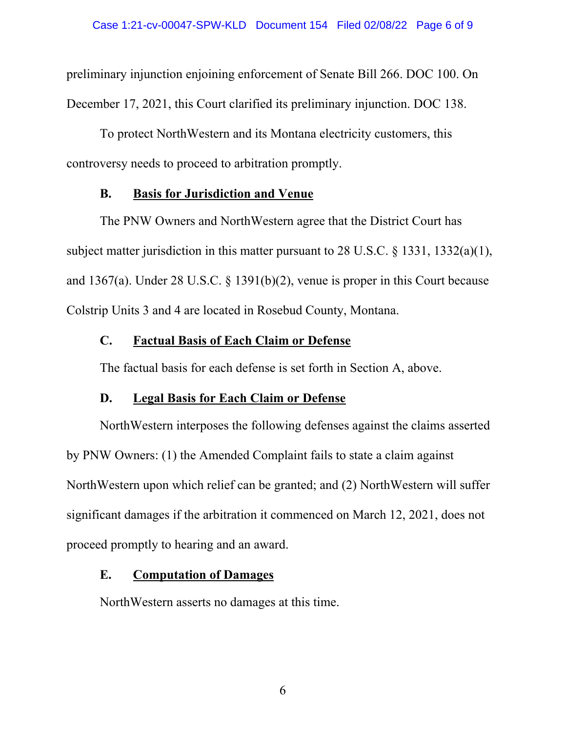preliminary injunction enjoining enforcement of Senate Bill 266. DOC 100. On December 17, 2021, this Court clarified its preliminary injunction. DOC 138.

To protect NorthWestern and its Montana electricity customers, this controversy needs to proceed to arbitration promptly.

### B. Basis for Jurisdiction and Venue

The PNW Owners and NorthWestern agree that the District Court has subject matter jurisdiction in this matter pursuant to 28 U.S.C. § 1331, 1332(a)(1), and 1367(a). Under 28 U.S.C. § 1391(b)(2), venue is proper in this Court because Colstrip Units 3 and 4 are located in Rosebud County, Montana.

### C. Factual Basis of Each Claim or Defense

The factual basis for each defense is set forth in Section A, above.

### D. Legal Basis for Each Claim or Defense

NorthWestern interposes the following defenses against the claims asserted by PNW Owners: (1) the Amended Complaint fails to state a claim against NorthWestern upon which relief can be granted; and (2) NorthWestern will suffer significant damages if the arbitration it commenced on March 12, 2021, does not proceed promptly to hearing and an award.

### E. Computation of Damages

NorthWestern asserts no damages at this time.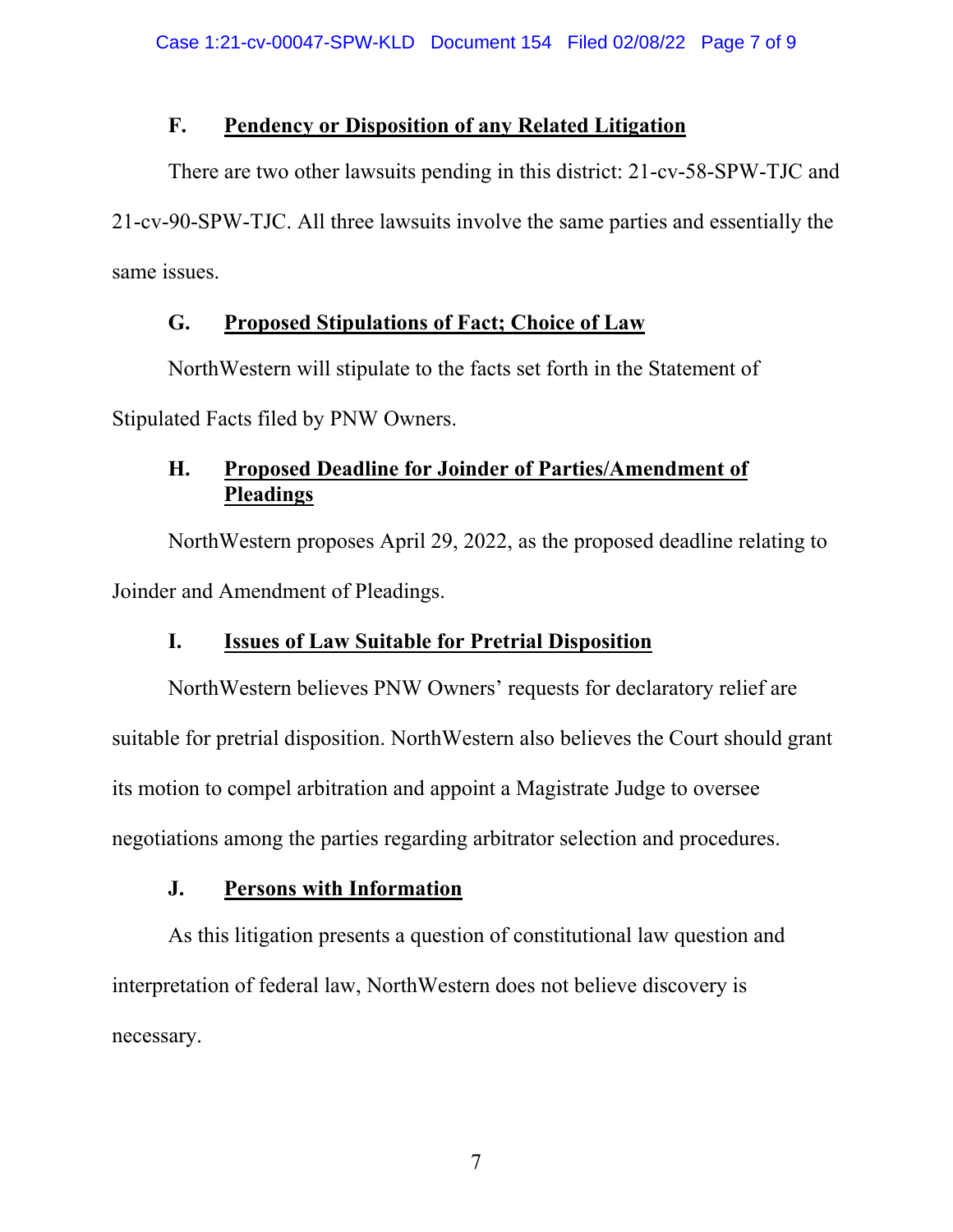### F. Pendency or Disposition of any Related Litigation

There are two other lawsuits pending in this district: 21-cv-58-SPW-TJC and 21-cv-90-SPW-TJC. All three lawsuits involve the same parties and essentially the same issues.

### G. Proposed Stipulations of Fact; Choice of Law

NorthWestern will stipulate to the facts set forth in the Statement of Stipulated Facts filed by PNW Owners.

### H. Proposed Deadline for Joinder of Parties/Amendment of Pleadings

NorthWestern proposes April 29, 2022, as the proposed deadline relating to Joinder and Amendment of Pleadings.

### I. Issues of Law Suitable for Pretrial Disposition

NorthWestern believes PNW Owners' requests for declaratory relief are suitable for pretrial disposition. NorthWestern also believes the Court should grant its motion to compel arbitration and appoint a Magistrate Judge to oversee negotiations among the parties regarding arbitrator selection and procedures.

### J. Persons with Information

As this litigation presents a question of constitutional law question and interpretation of federal law, NorthWestern does not believe discovery is necessary.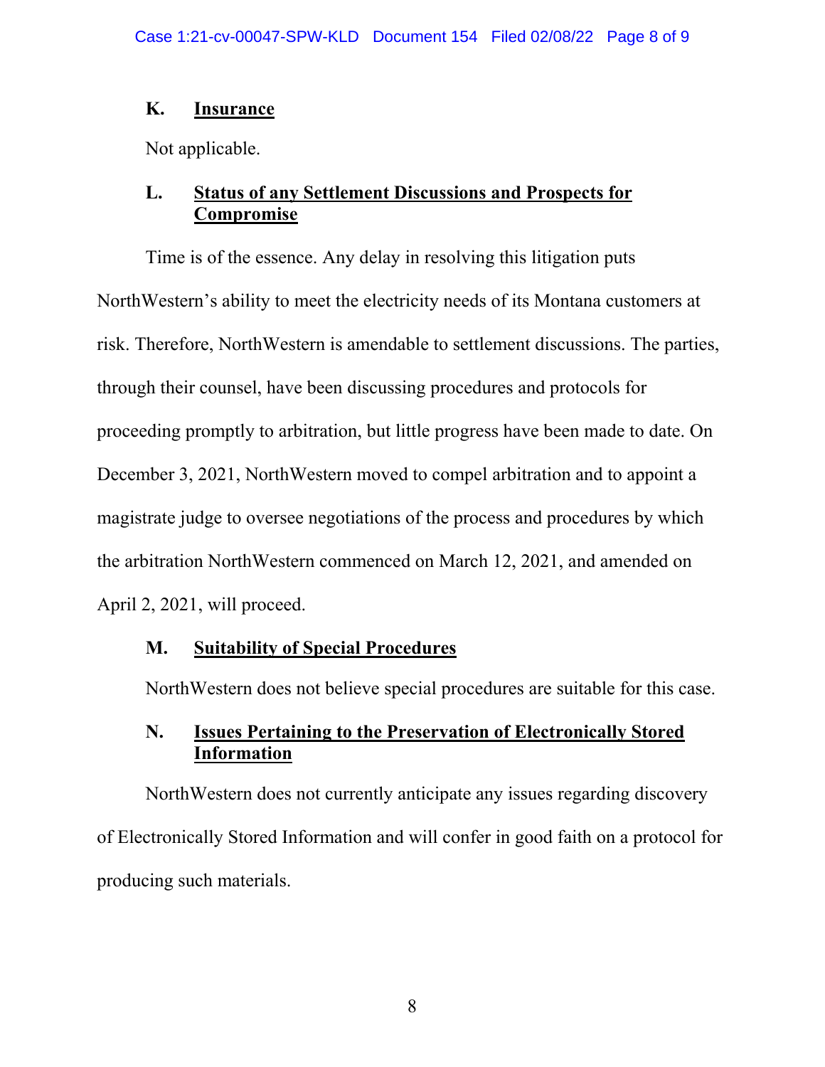### K. Insurance

Not applicable.

### L. Status of any Settlement Discussions and Prospects for Compromise

Time is of the essence. Any delay in resolving this litigation puts NorthWestern's ability to meet the electricity needs of its Montana customers at risk. Therefore, NorthWestern is amendable to settlement discussions. The parties, through their counsel, have been discussing procedures and protocols for proceeding promptly to arbitration, but little progress have been made to date. On December 3, 2021, NorthWestern moved to compel arbitration and to appoint a magistrate judge to oversee negotiations of the process and procedures by which the arbitration NorthWestern commenced on March 12, 2021, and amended on April 2, 2021, will proceed.

### M. Suitability of Special Procedures

NorthWestern does not believe special procedures are suitable for this case.

### N. Issues Pertaining to the Preservation of Electronically Stored Information

NorthWestern does not currently anticipate any issues regarding discovery of Electronically Stored Information and will confer in good faith on a protocol for producing such materials.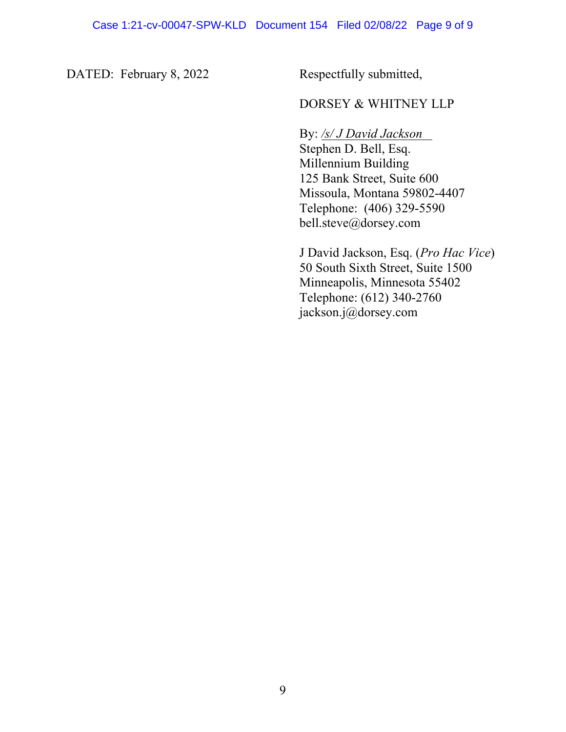DATED: February 8, 2022

Respectfully submitted,

DORSEY & WHITNEY LLP

By: */s/ J David Jackson*
Stephen D. Bell, Esq.
Millennium Building
125 Bank Street, Suite 600
Missoula, Montana 59802-4407
Telephone: (406) 329-5590
bell.steve@dorsey.com

J David Jackson, Esq. (*Pro Hac Vice*)
50 South Sixth Street, Suite 1500
Minneapolis, Minnesota 55402
Telephone: (612) 340-2760
jackson.j@dorsey.com